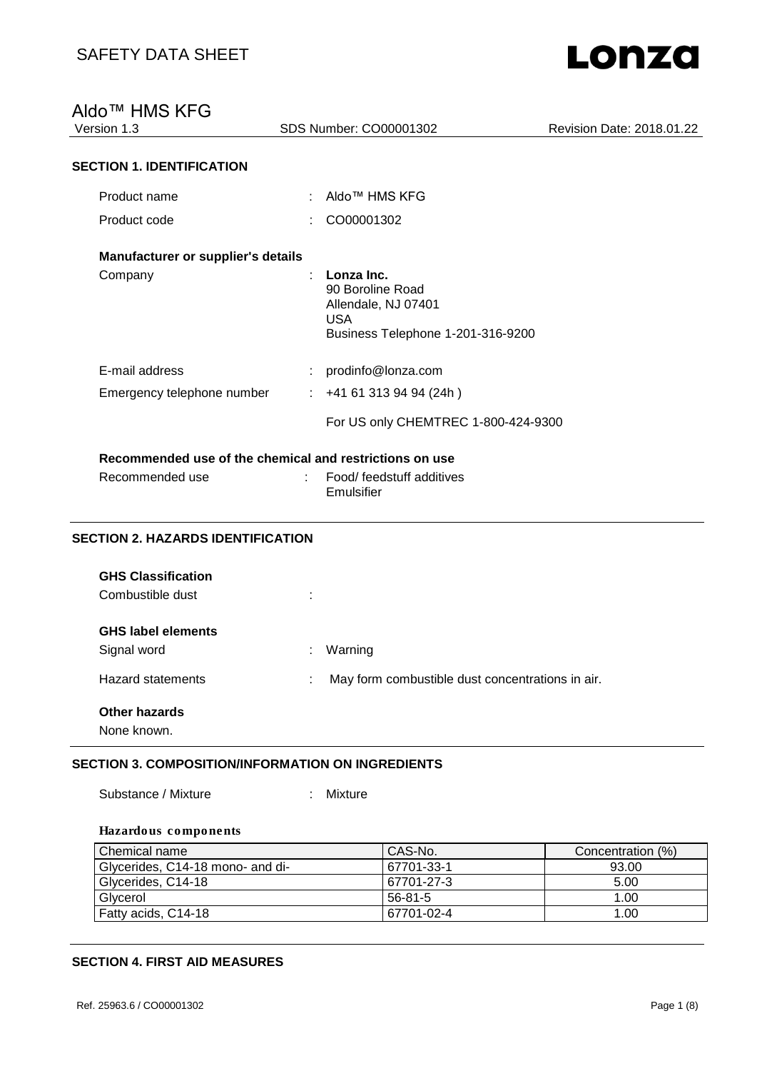# SAFETY DATA SHEET

# Aldo™ HMS KFG

Version 1.3 | SDS Number: CO00001302 | Revision Date: 2018.01.22

## SECTION 1. IDENTIFICATION

Product name : Aldo™ HMS KFG

Product code : CO00001302

**Manufacturer or supplier's details**

Company : **Lonza Inc.**
90 Boroline Road
Allendale, NJ 07401
USA
Business Telephone 1-201-316-9200

E-mail address : prodinfo@lonza.com

Emergency telephone number : +41 61 313 94 94 (24h )

For US only CHEMTREC 1-800-424-9300

**Recommended use of the chemical and restrictions on use**

Recommended use : Food/ feedstuff additives
Emulsifier

## SECTION 2. HAZARDS IDENTIFICATION

**GHS Classification**

Combustible dust :

**GHS label elements**

Signal word : Warning

Hazard statements : May form combustible dust concentrations in air.

**Other hazards**

None known.

## SECTION 3. COMPOSITION/INFORMATION ON INGREDIENTS

Substance / Mixture : Mixture

**Hazardous components**

| Chemical name | CAS-No. | Concentration (%) |
|---|---|---|
| Glycerides, C14-18 mono- and di- | 67701-33-1 | 93.00 |
| Glycerides, C14-18 | 67701-27-3 | 5.00 |
| Glycerol | 56-81-5 | 1.00 |
| Fatty acids, C14-18 | 67701-02-4 | 1.00 |

## SECTION 4. FIRST AID MEASURES

Ref. 25963.6 / CO00001302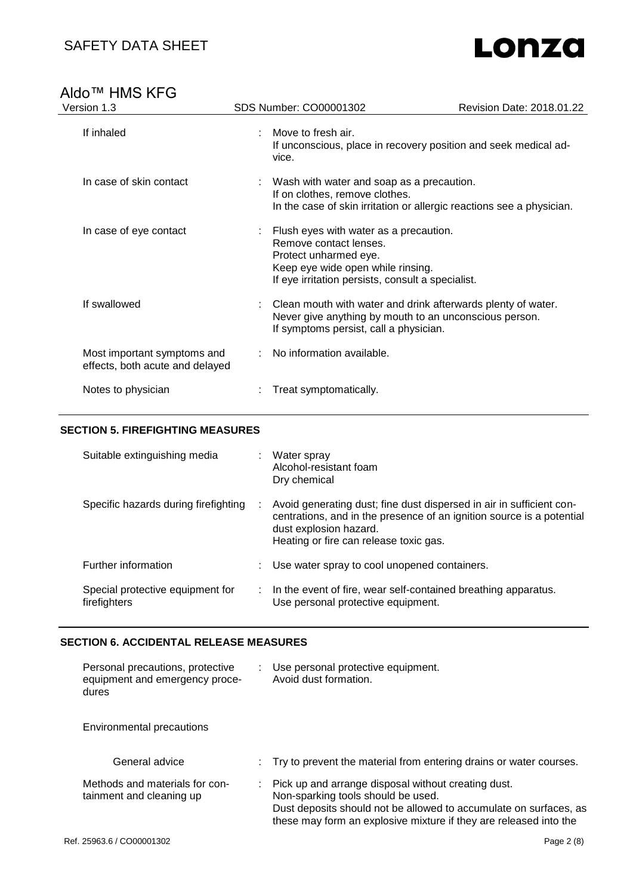| | | |
|---|---|---|
| If inhaled | : | Move to fresh air.<br>If unconscious, place in recovery position and seek medical advice. |
| In case of skin contact | : | Wash with water and soap as a precaution.<br>If on clothes, remove clothes.<br>In the case of skin irritation or allergic reactions see a physician. |
| In case of eye contact | : | Flush eyes with water as a precaution.<br>Remove contact lenses.<br>Protect unharmed eye.<br>Keep eye wide open while rinsing.<br>If eye irritation persists, consult a specialist. |
| If swallowed | : | Clean mouth with water and drink afterwards plenty of water.<br>Never give anything by mouth to an unconscious person.<br>If symptoms persist, call a physician. |
| Most important symptoms and effects, both acute and delayed | : | No information available. |
| Notes to physician | : | Treat symptomatically. |

## SECTION 5. FIREFIGHTING MEASURES

| | | |
|---|---|---|
| Suitable extinguishing media | : | Water spray<br>Alcohol-resistant foam<br>Dry chemical |
| Specific hazards during firefighting | : | Avoid generating dust; fine dust dispersed in air in sufficient concentrations, and in the presence of an ignition source is a potential dust explosion hazard.<br>Heating or fire can release toxic gas. |
| Further information | : | Use water spray to cool unopened containers. |
| Special protective equipment for firefighters | : | In the event of fire, wear self-contained breathing apparatus.<br>Use personal protective equipment. |

## SECTION 6. ACCIDENTAL RELEASE MEASURES

| | | |
|---|---|---|
| Personal precautions, protective equipment and emergency procedures | : | Use personal protective equipment.<br>Avoid dust formation. |

Environmental precautions

| | | |
|---|---|---|
| General advice | : | Try to prevent the material from entering drains or water courses. |
| Methods and materials for containment and cleaning up | : | Pick up and arrange disposal without creating dust.<br>Non-sparking tools should be used.<br>Dust deposits should not be allowed to accumulate on surfaces, as these may form an explosive mixture if they are released into the |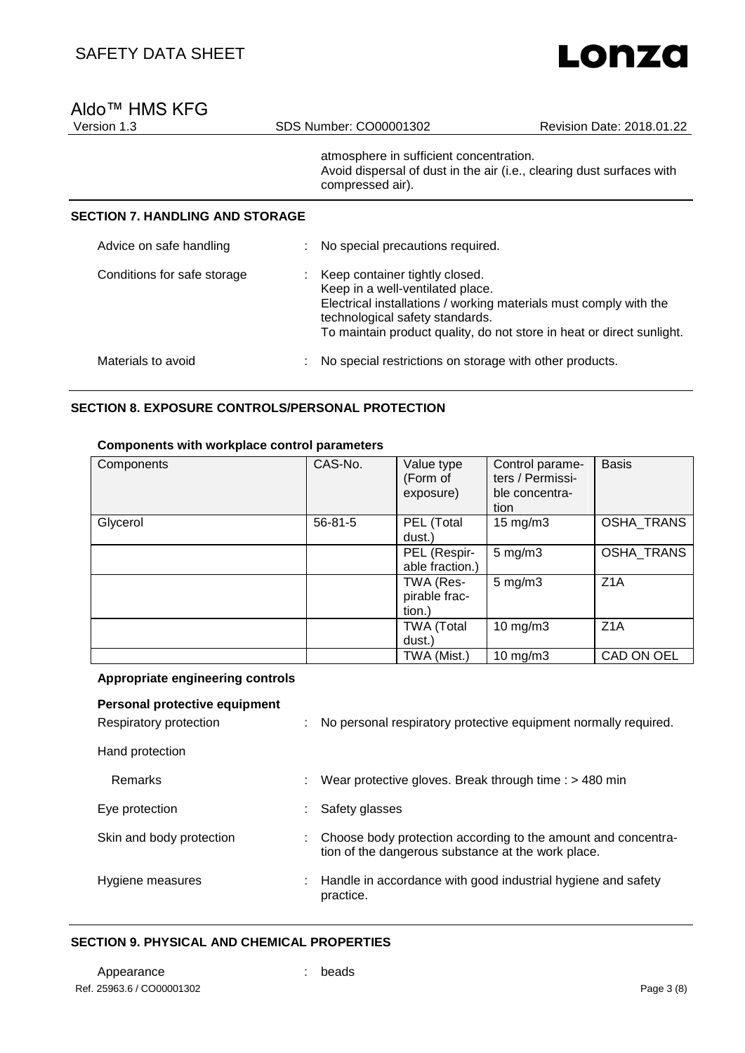atmosphere in sufficient concentration.
Avoid dispersal of dust in the air (i.e., clearing dust surfaces with compressed air).

## SECTION 7. HANDLING AND STORAGE

Advice on safe handling : No special precautions required.

Conditions for safe storage : Keep container tightly closed.
Keep in a well-ventilated place.
Electrical installations / working materials must comply with the technological safety standards.
To maintain product quality, do not store in heat or direct sunlight.

Materials to avoid : No special restrictions on storage with other products.

## SECTION 8. EXPOSURE CONTROLS/PERSONAL PROTECTION

**Components with workplace control parameters**

| Components | CAS-No. | Value type (Form of exposure) | Control parameters / Permissible concentration | Basis |
|---|---|---|---|---|
| Glycerol | 56-81-5 | PEL (Total dust.) | 15 mg/m3 | OSHA_TRANS |
| | | PEL (Respirable fraction.) | 5 mg/m3 | OSHA_TRANS |
| | | TWA (Respirable fraction.) | 5 mg/m3 | Z1A |
| | | TWA (Total dust.) | 10 mg/m3 | Z1A |
| | | TWA (Mist.) | 10 mg/m3 | CAD ON OEL |

**Appropriate engineering controls**

**Personal protective equipment**

Respiratory protection : No personal respiratory protective equipment normally required.

Hand protection

Remarks : Wear protective gloves. Break through time : > 480 min

Eye protection : Safety glasses

Skin and body protection : Choose body protection according to the amount and concentration of the dangerous substance at the work place.

Hygiene measures : Handle in accordance with good industrial hygiene and safety practice.

## SECTION 9. PHYSICAL AND CHEMICAL PROPERTIES

Appearance : beads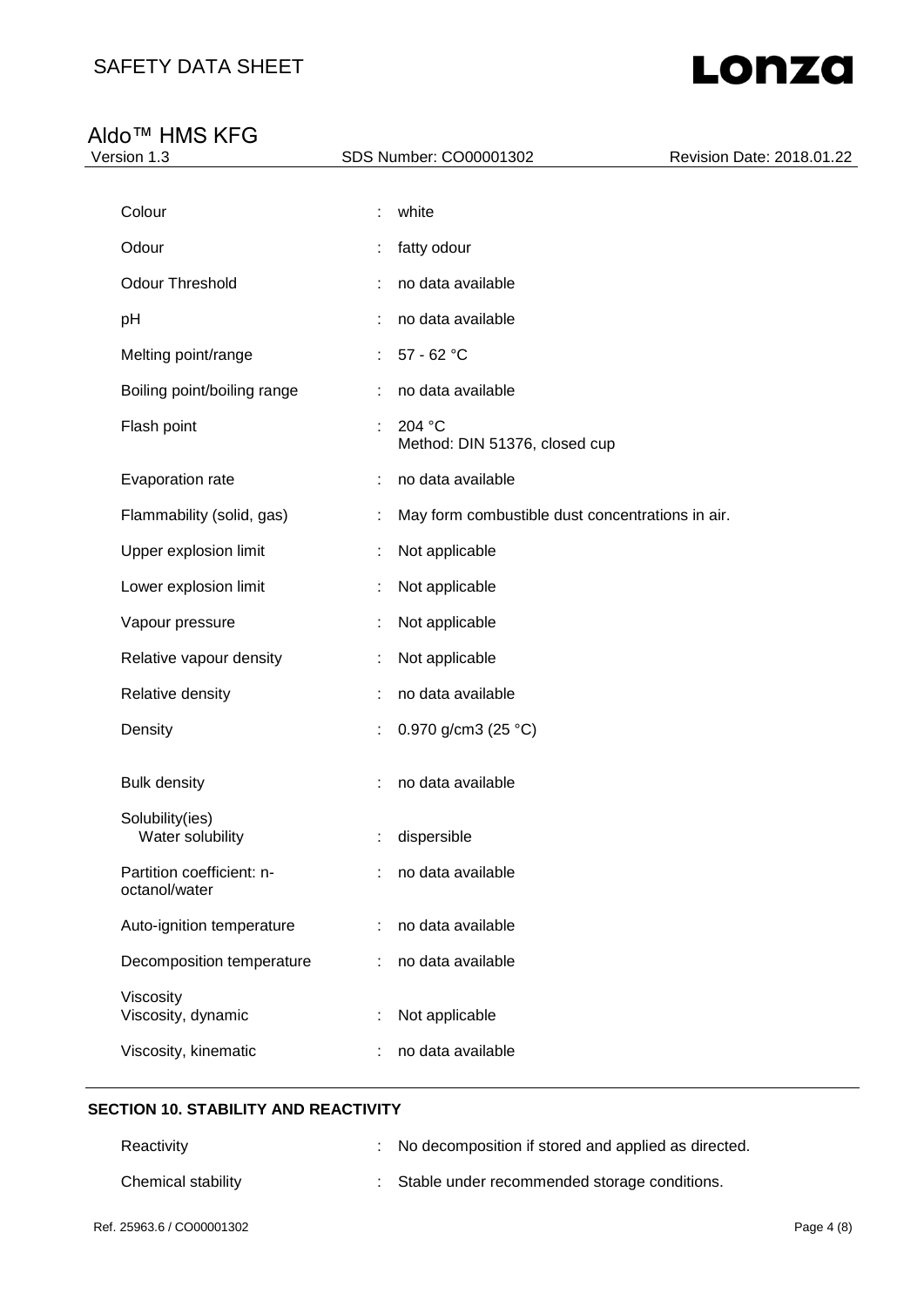| | | |
|---|---|---|
| Colour | : | white |
| Odour | : | fatty odour |
| Odour Threshold | : | no data available |
| pH | : | no data available |
| Melting point/range | : | 57 - 62 °C |
| Boiling point/boiling range | : | no data available |
| Flash point | : | 204 °C<br>Method: DIN 51376, closed cup |
| Evaporation rate | : | no data available |
| Flammability (solid, gas) | : | May form combustible dust concentrations in air. |
| Upper explosion limit | : | Not applicable |
| Lower explosion limit | : | Not applicable |
| Vapour pressure | : | Not applicable |
| Relative vapour density | : | Not applicable |
| Relative density | : | no data available |
| Density | : | 0.970 g/cm3 (25 °C) |
| Bulk density | : | no data available |
| Solubility(ies)<br>Water solubility | : | dispersible |
| Partition coefficient: n-octanol/water | : | no data available |
| Auto-ignition temperature | : | no data available |
| Decomposition temperature | : | no data available |
| Viscosity<br>Viscosity, dynamic | : | Not applicable |
| Viscosity, kinematic | : | no data available |

## SECTION 10. STABILITY AND REACTIVITY

| | | |
|---|---|---|
| Reactivity | : | No decomposition if stored and applied as directed. |
| Chemical stability | : | Stable under recommended storage conditions. |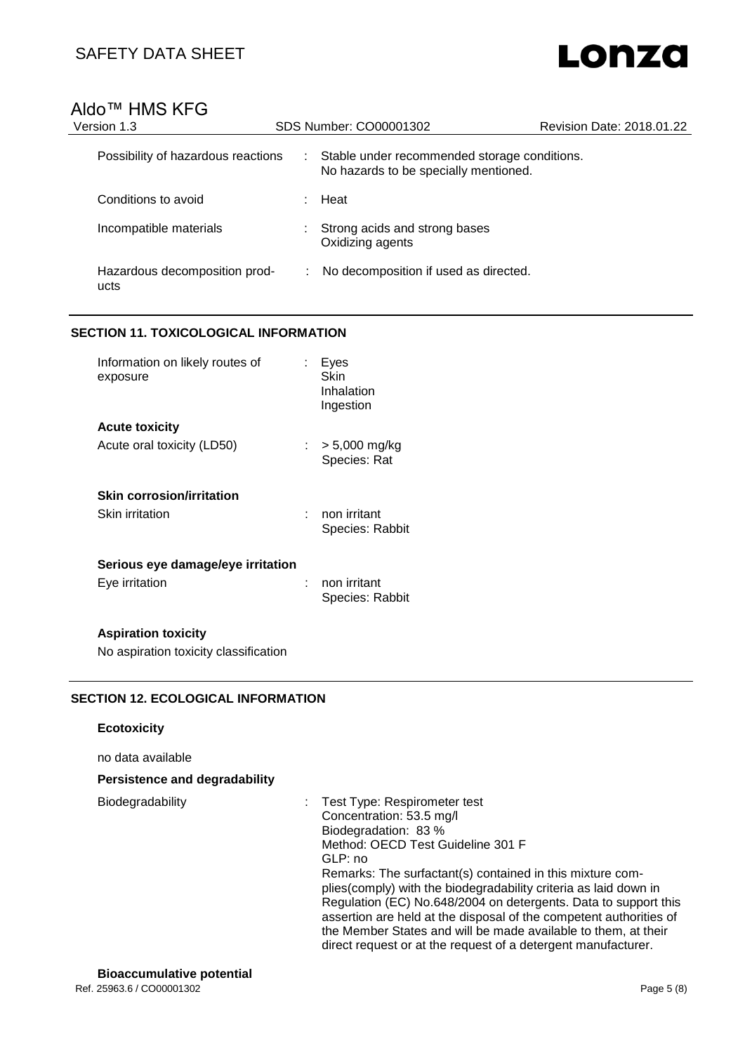| | | |
|---|---|---|
| Possibility of hazardous reactions | : | Stable under recommended storage conditions. No hazards to be specially mentioned. |
| Conditions to avoid | : | Heat |
| Incompatible materials | : | Strong acids and strong bases<br>Oxidizing agents |
| Hazardous decomposition products | : | No decomposition if used as directed. |

## SECTION 11. TOXICOLOGICAL INFORMATION

| | | |
|---|---|---|
| Information on likely routes of exposure | : | Eyes<br>Skin<br>Inhalation<br>Ingestion |

**Acute toxicity**

| | | |
|---|---|---|
| Acute oral toxicity (LD50) | : | > 5,000 mg/kg<br>Species: Rat |

**Skin corrosion/irritation**

| | | |
|---|---|---|
| Skin irritation | : | non irritant<br>Species: Rabbit |

**Serious eye damage/eye irritation**

| | | |
|---|---|---|
| Eye irritation | : | non irritant<br>Species: Rabbit |

**Aspiration toxicity**

No aspiration toxicity classification

## SECTION 12. ECOLOGICAL INFORMATION

**Ecotoxicity**

no data available

**Persistence and degradability**

| | | |
|---|---|---|
| Biodegradability | : | Test Type: Respirometer test<br>Concentration: 53.5 mg/l<br>Biodegradation: 83 %<br>Method: OECD Test Guideline 301 F<br>GLP: no<br>Remarks: The surfactant(s) contained in this mixture complies(comply) with the biodegradability criteria as laid down in Regulation (EC) No.648/2004 on detergents. Data to support this assertion are held at the disposal of the competent authorities of the Member States and will be made available to them, at their direct request or at the request of a detergent manufacturer. |

**Bioaccumulative potential**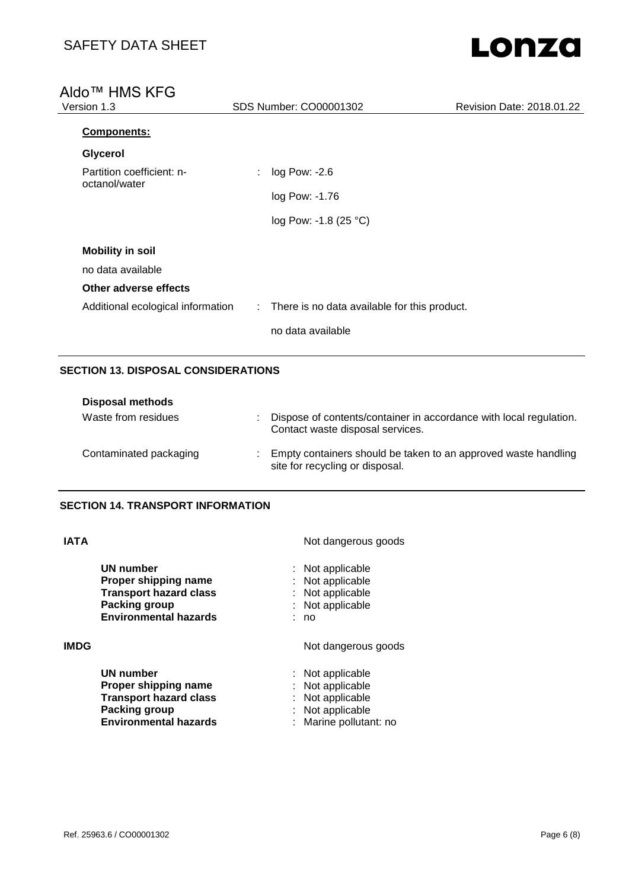**Components:**

**Glycerol**

| | | |
|---|---|---|
| Partition coefficient: n-octanol/water | : | log Pow: -2.6 |
| | | log Pow: -1.76 |
| | | log Pow: -1.8 (25 °C) |

**Mobility in soil**

no data available

**Other adverse effects**

| | | |
|---|---|---|
| Additional ecological information | : | There is no data available for this product. |
| | | no data available |

## SECTION 13. DISPOSAL CONSIDERATIONS

**Disposal methods**

| | | |
|---|---|---|
| Waste from residues | : | Dispose of contents/container in accordance with local regulation. Contact waste disposal services. |
| Contaminated packaging | : | Empty containers should be taken to an approved waste handling site for recycling or disposal. |

## SECTION 14. TRANSPORT INFORMATION

**IATA** Not dangerous goods

| | | |
|---|---|---|
| **UN number** | : | Not applicable |
| **Proper shipping name** | : | Not applicable |
| **Transport hazard class** | : | Not applicable |
| **Packing group** | : | Not applicable |
| **Environmental hazards** | : | no |

**IMDG** Not dangerous goods

| | | |
|---|---|---|
| **UN number** | : | Not applicable |
| **Proper shipping name** | : | Not applicable |
| **Transport hazard class** | : | Not applicable |
| **Packing group** | : | Not applicable |
| **Environmental hazards** | : | Marine pollutant: no |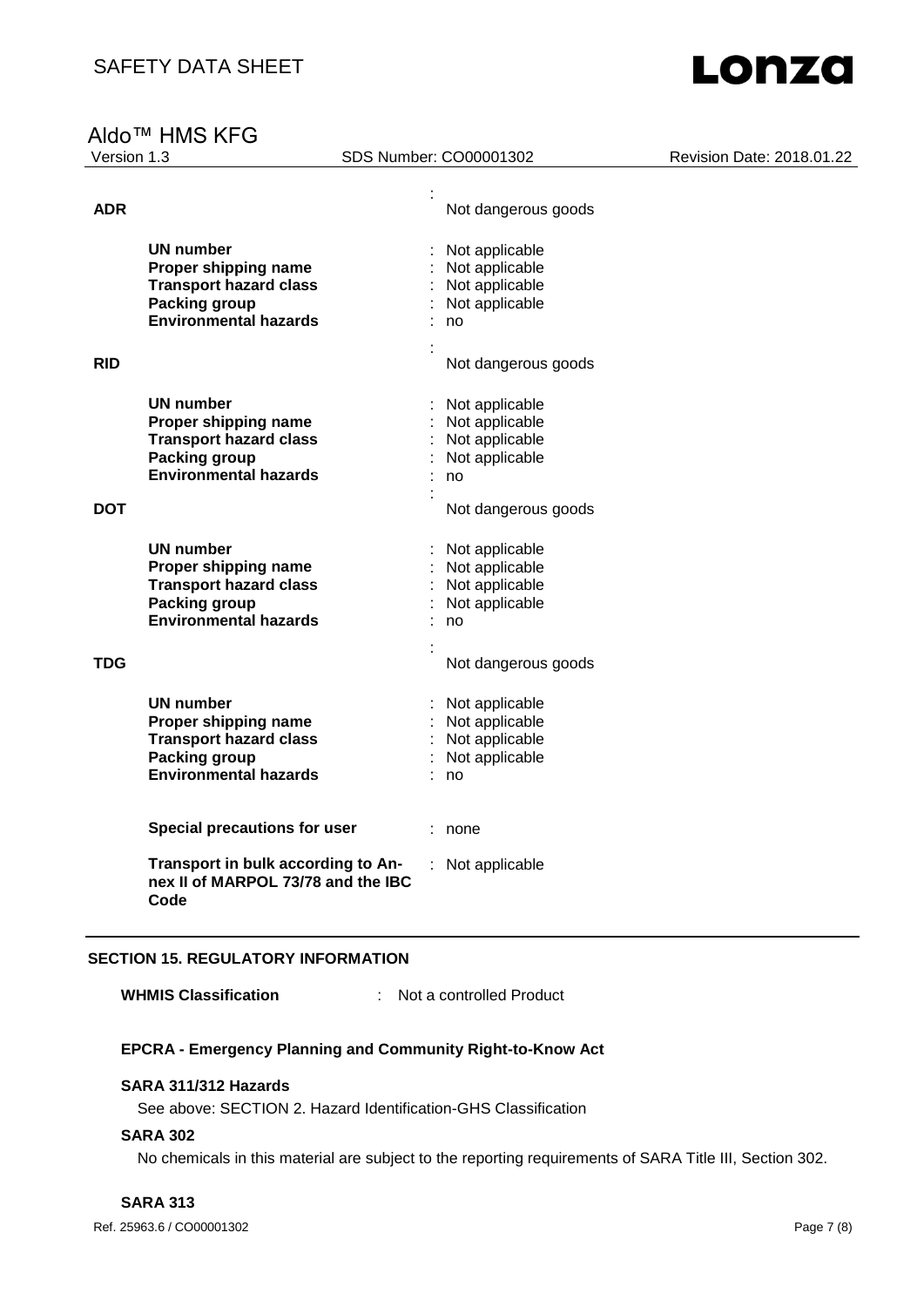**ADR** : Not dangerous goods

| | |
|---|---|
| **UN number** | : Not applicable |
| **Proper shipping name** | : Not applicable |
| **Transport hazard class** | : Not applicable |
| **Packing group** | : Not applicable |
| **Environmental hazards** | : no |

**RID** : Not dangerous goods

| | |
|---|---|
| **UN number** | : Not applicable |
| **Proper shipping name** | : Not applicable |
| **Transport hazard class** | : Not applicable |
| **Packing group** | : Not applicable |
| **Environmental hazards** | : no |

**DOT** : Not dangerous goods

| | |
|---|---|
| **UN number** | : Not applicable |
| **Proper shipping name** | : Not applicable |
| **Transport hazard class** | : Not applicable |
| **Packing group** | : Not applicable |
| **Environmental hazards** | : no |

**TDG** : Not dangerous goods

| | |
|---|---|
| **UN number** | : Not applicable |
| **Proper shipping name** | : Not applicable |
| **Transport hazard class** | : Not applicable |
| **Packing group** | : Not applicable |
| **Environmental hazards** | : no |

**Special precautions for user** : none

**Transport in bulk according to Annex II of MARPOL 73/78 and the IBC Code** : Not applicable

## SECTION 15. REGULATORY INFORMATION

**WHMIS Classification** : Not a controlled Product

### EPCRA - Emergency Planning and Community Right-to-Know Act

**SARA 311/312 Hazards**

See above: SECTION 2. Hazard Identification-GHS Classification

**SARA 302**

No chemicals in this material are subject to the reporting requirements of SARA Title III, Section 302.

**SARA 313**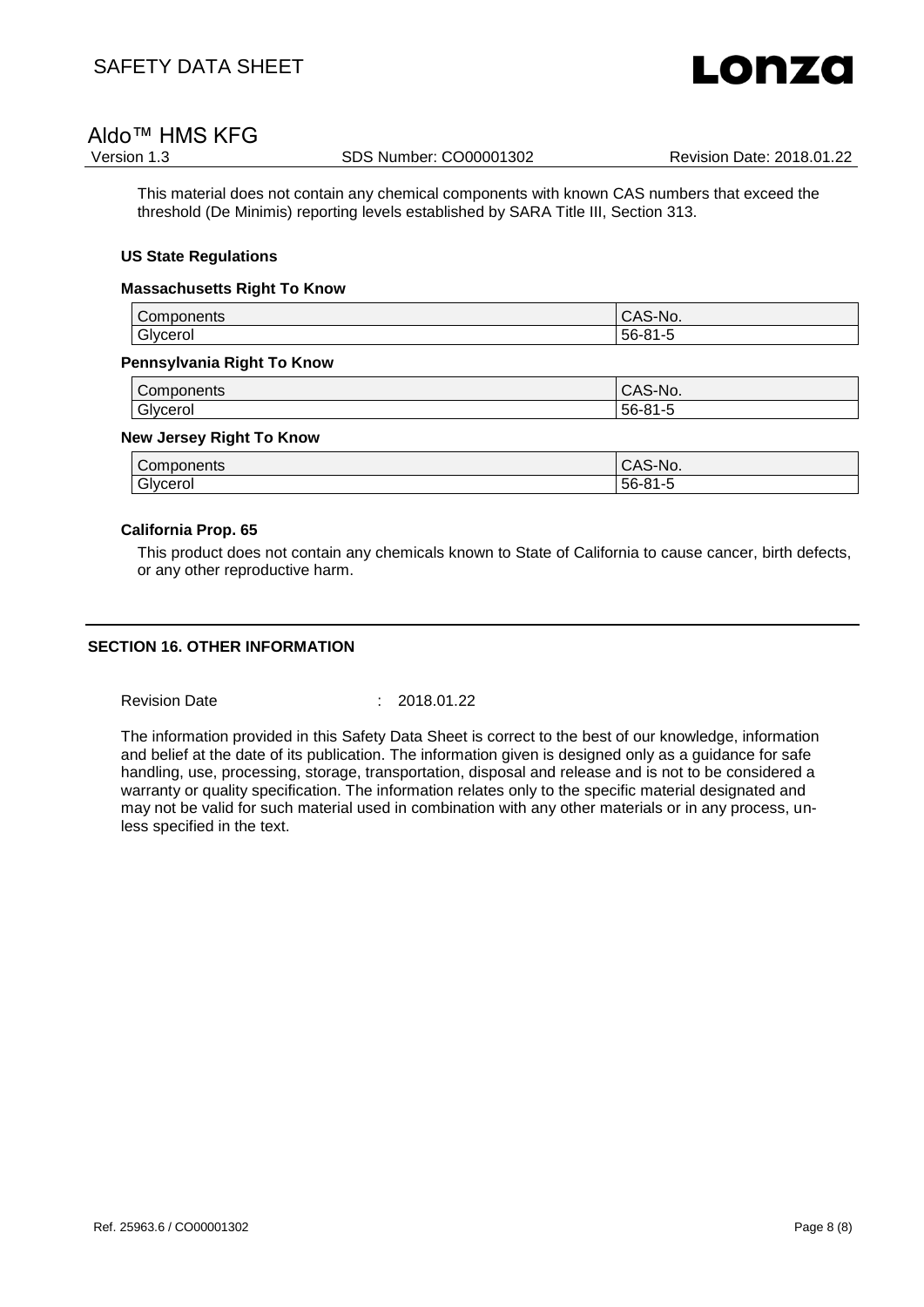This material does not contain any chemical components with known CAS numbers that exceed the threshold (De Minimis) reporting levels established by SARA Title III, Section 313.

**US State Regulations**

**Massachusetts Right To Know**

| Components | CAS-No. |
|---|---|
| Glycerol | 56-81-5 |

**Pennsylvania Right To Know**

| Components | CAS-No. |
|---|---|
| Glycerol | 56-81-5 |

**New Jersey Right To Know**

| Components | CAS-No. |
|---|---|
| Glycerol | 56-81-5 |

**California Prop. 65**

This product does not contain any chemicals known to State of California to cause cancer, birth defects, or any other reproductive harm.

## SECTION 16. OTHER INFORMATION

Revision Date : 2018.01.22

The information provided in this Safety Data Sheet is correct to the best of our knowledge, information and belief at the date of its publication. The information given is designed only as a guidance for safe handling, use, processing, storage, transportation, disposal and release and is not to be considered a warranty or quality specification. The information relates only to the specific material designated and may not be valid for such material used in combination with any other materials or in any process, unless specified in the text.